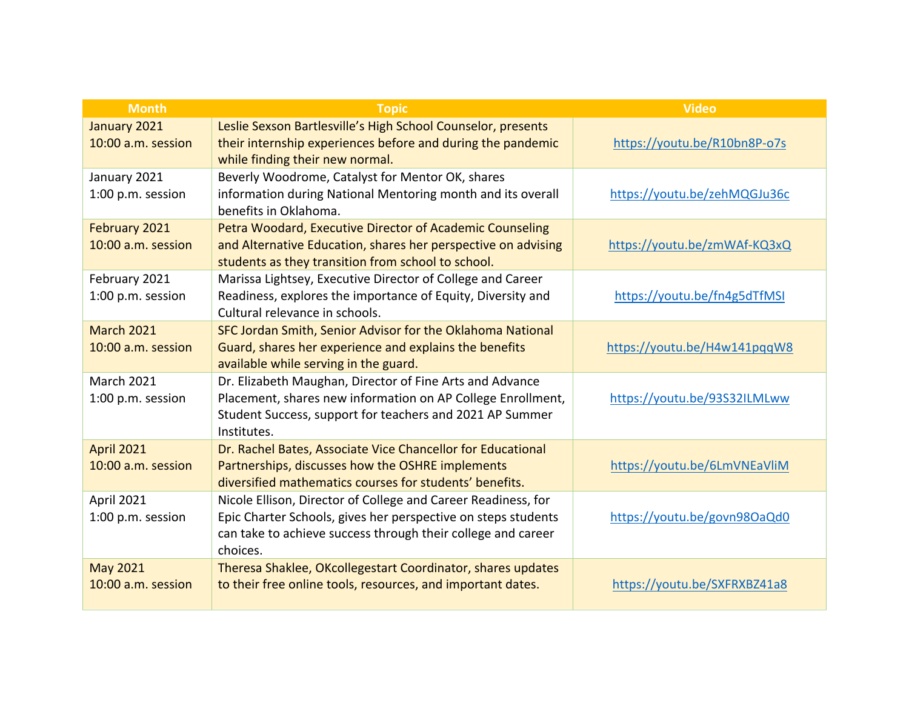| Month | Topic | Video |
|---|---|---|
| January 2021<br>10:00 a.m. session | Leslie Sexson Bartlesville's High School Counselor, presents their internship experiences before and during the pandemic while finding their new normal. | https://youtu.be/R10bn8P-o7s |
| January 2021<br>1:00 p.m. session | Beverly Woodrome, Catalyst for Mentor OK, shares information during National Mentoring month and its overall benefits in Oklahoma. | https://youtu.be/zehMQGJu36c |
| February 2021<br>10:00 a.m. session | Petra Woodard, Executive Director of Academic Counseling and Alternative Education, shares her perspective on advising students as they transition from school to school. | https://youtu.be/zmWAf-KQ3xQ |
| February 2021<br>1:00 p.m. session | Marissa Lightsey, Executive Director of College and Career Readiness, explores the importance of Equity, Diversity and Cultural relevance in schools. | https://youtu.be/fn4g5dTfMSI |
| March 2021<br>10:00 a.m. session | SFC Jordan Smith, Senior Advisor for the Oklahoma National Guard, shares her experience and explains the benefits available while serving in the guard. | https://youtu.be/H4w141pqqW8 |
| March 2021<br>1:00 p.m. session | Dr. Elizabeth Maughan, Director of Fine Arts and Advance Placement, shares new information on AP College Enrollment, Student Success, support for teachers and 2021 AP Summer Institutes. | https://youtu.be/93S32ILMLww |
| April 2021<br>10:00 a.m. session | Dr. Rachel Bates, Associate Vice Chancellor for Educational Partnerships, discusses how the OSHRE implements diversified mathematics courses for students' benefits. | https://youtu.be/6LmVNEaVliM |
| April 2021<br>1:00 p.m. session | Nicole Ellison, Director of College and Career Readiness, for Epic Charter Schools, gives her perspective on steps students can take to achieve success through their college and career choices. | https://youtu.be/govn98OaQd0 |
| May 2021<br>10:00 a.m. session | Theresa Shaklee, OKcollegestart Coordinator, shares updates to their free online tools, resources, and important dates. | https://youtu.be/SXFRXBZ41a8 |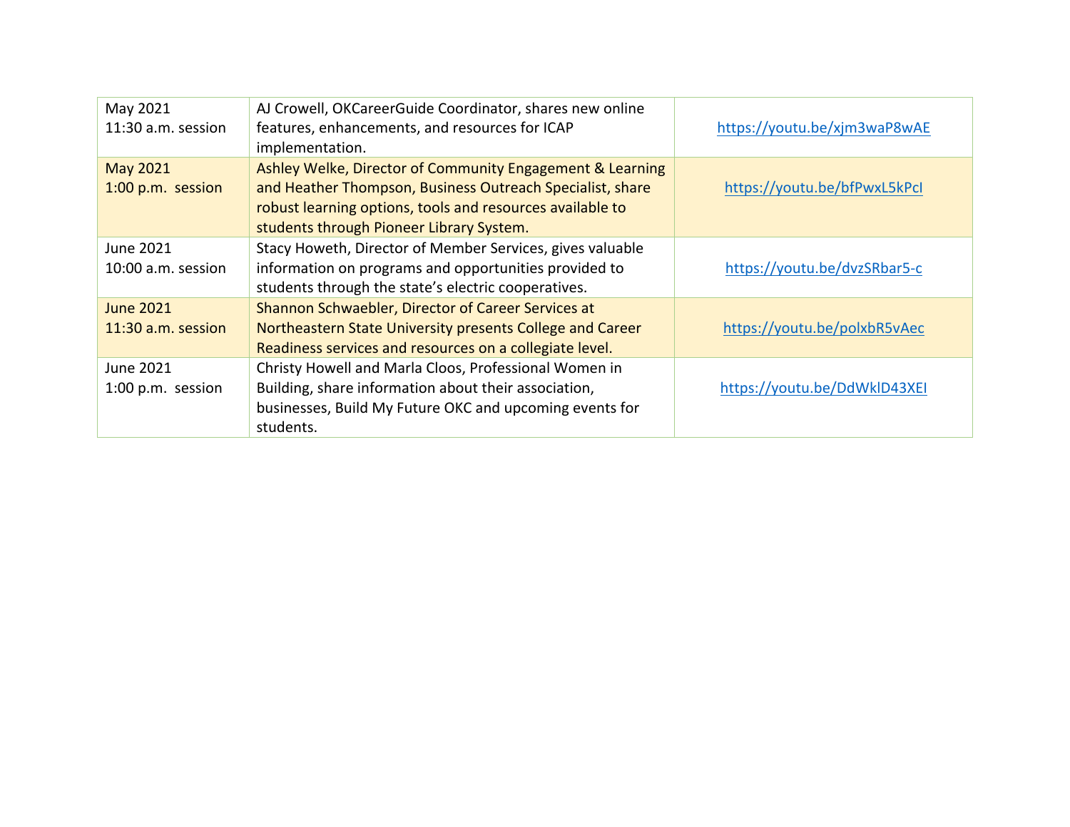| | | |
|---|---|---|
| May 2021<br>11:30 a.m. session | AJ Crowell, OKCareerGuide Coordinator, shares new online features, enhancements, and resources for ICAP implementation. | https://youtu.be/xjm3waP8wAE |
| May 2021<br>1:00 p.m. session | Ashley Welke, Director of Community Engagement & Learning and Heather Thompson, Business Outreach Specialist, share robust learning options, tools and resources available to students through Pioneer Library System. | https://youtu.be/bfPwxL5kPcI |
| June 2021<br>10:00 a.m. session | Stacy Howeth, Director of Member Services, gives valuable information on programs and opportunities provided to students through the state's electric cooperatives. | https://youtu.be/dvzSRbar5-c |
| June 2021<br>11:30 a.m. session | Shannon Schwaebler, Director of Career Services at Northeastern State University presents College and Career Readiness services and resources on a collegiate level. | https://youtu.be/polxbR5vAec |
| June 2021<br>1:00 p.m. session | Christy Howell and Marla Cloos, Professional Women in Building, share information about their association, businesses, Build My Future OKC and upcoming events for students. | https://youtu.be/DdWklD43XEI |